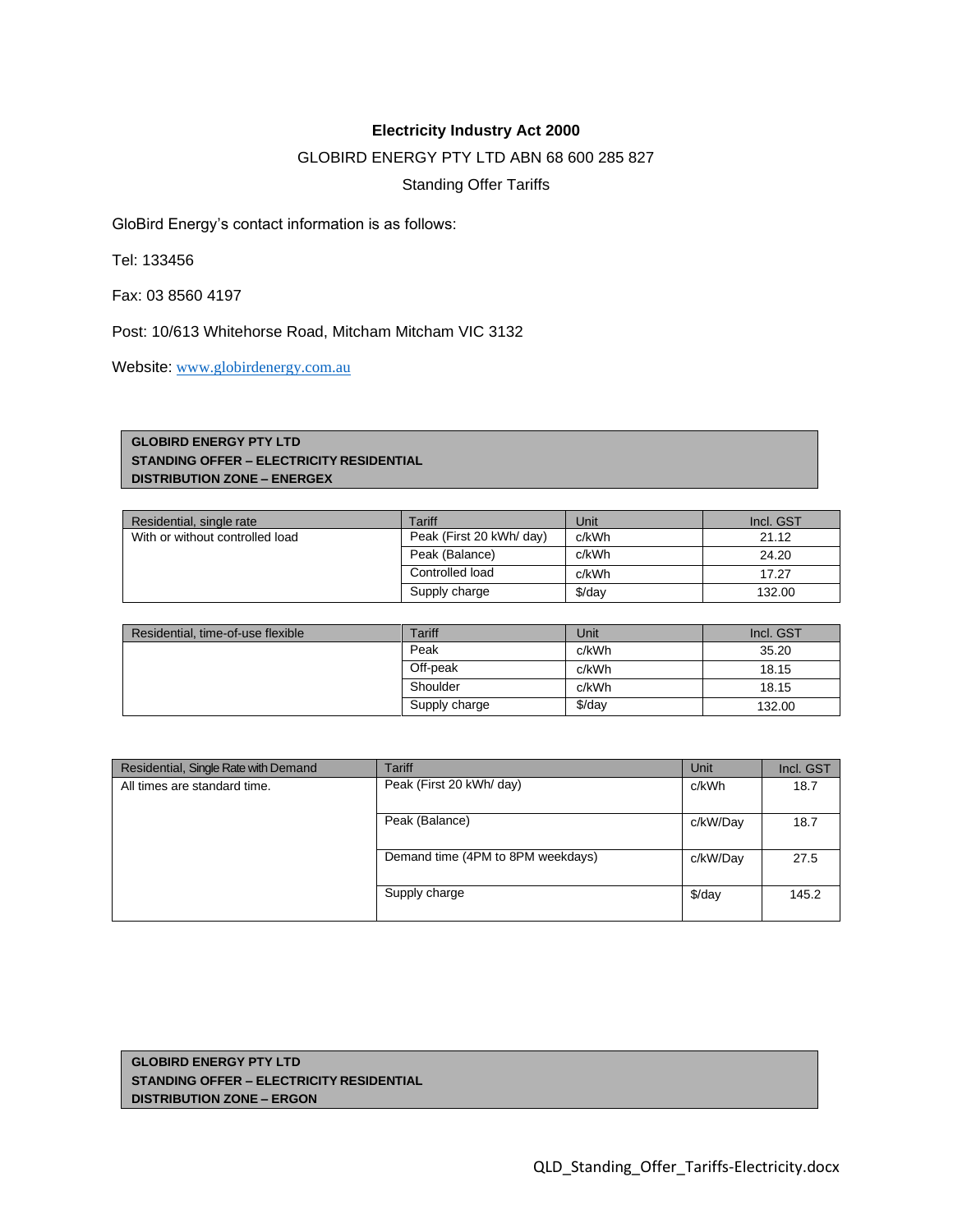**Electricity Industry Act 2000**

GLOBIRD ENERGY PTY LTD ABN 68 600 285 827

Standing Offer Tariffs

GloBird Energy's contact information is as follows:

Tel: 133456

Fax: 03 8560 4197

Post: 10/613 Whitehorse Road, Mitcham Mitcham VIC 3132

Website: www.globirdenergy.com.au

**GLOBIRD ENERGY PTY LTD**
**STANDING OFFER – ELECTRICITY RESIDENTIAL**
**DISTRIBUTION ZONE – ENERGEX**

| Residential, single rate | Tariff | Unit | Incl. GST |
|---|---|---|---|
| With or without controlled load | Peak (First 20 kWh/ day) | c/kWh | 21.12 |
| | Peak (Balance) | c/kWh | 24.20 |
| | Controlled load | c/kWh | 17.27 |
| | Supply charge | $/day | 132.00 |

| Residential, time-of-use flexible | Tariff | Unit | Incl. GST |
|---|---|---|---|
| | Peak | c/kWh | 35.20 |
| | Off-peak | c/kWh | 18.15 |
| | Shoulder | c/kWh | 18.15 |
| | Supply charge | $/day | 132.00 |

| Residential, Single Rate with Demand | Tariff | Unit | Incl. GST |
|---|---|---|---|
| All times are standard time. | Peak (First 20 kWh/ day) | c/kWh | 18.7 |
| | Peak (Balance) | c/kW/Day | 18.7 |
| | Demand time (4PM to 8PM weekdays) | c/kW/Day | 27.5 |
| | Supply charge | $/day | 145.2 |

**GLOBIRD ENERGY PTY LTD**
**STANDING OFFER – ELECTRICITY RESIDENTIAL**
**DISTRIBUTION ZONE – ERGON**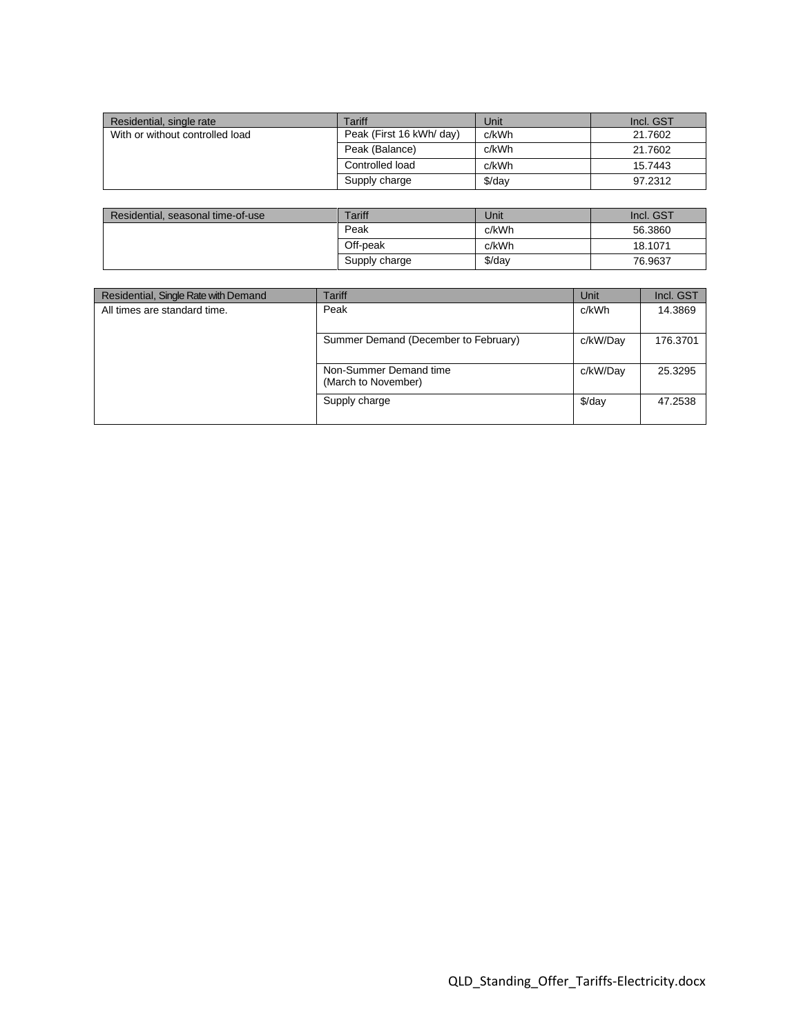| Residential, single rate | Tariff | Unit | Incl. GST |
| --- | --- | --- | --- |
| With or without controlled load | Peak (First 16 kWh/ day) | c/kWh | 21.7602 |
| | Peak (Balance) | c/kWh | 21.7602 |
| | Controlled load | c/kWh | 15.7443 |
| | Supply charge | $/day | 97.2312 |

| Residential, seasonal time-of-use | Tariff | Unit | Incl. GST |
| --- | --- | --- | --- |
| | Peak | c/kWh | 56.3860 |
| | Off-peak | c/kWh | 18.1071 |
| | Supply charge | $/day | 76.9637 |

| Residential, Single Rate with Demand | Tariff | Unit | Incl. GST |
| --- | --- | --- | --- |
| All times are standard time. | Peak | c/kWh | 14.3869 |
| | Summer Demand (December to February) | c/kW/Day | 176.3701 |
| | Non-Summer Demand time (March to November) | c/kW/Day | 25.3295 |
| | Supply charge | $/day | 47.2538 |

QLD_Standing_Offer_Tariffs-Electricity.docx